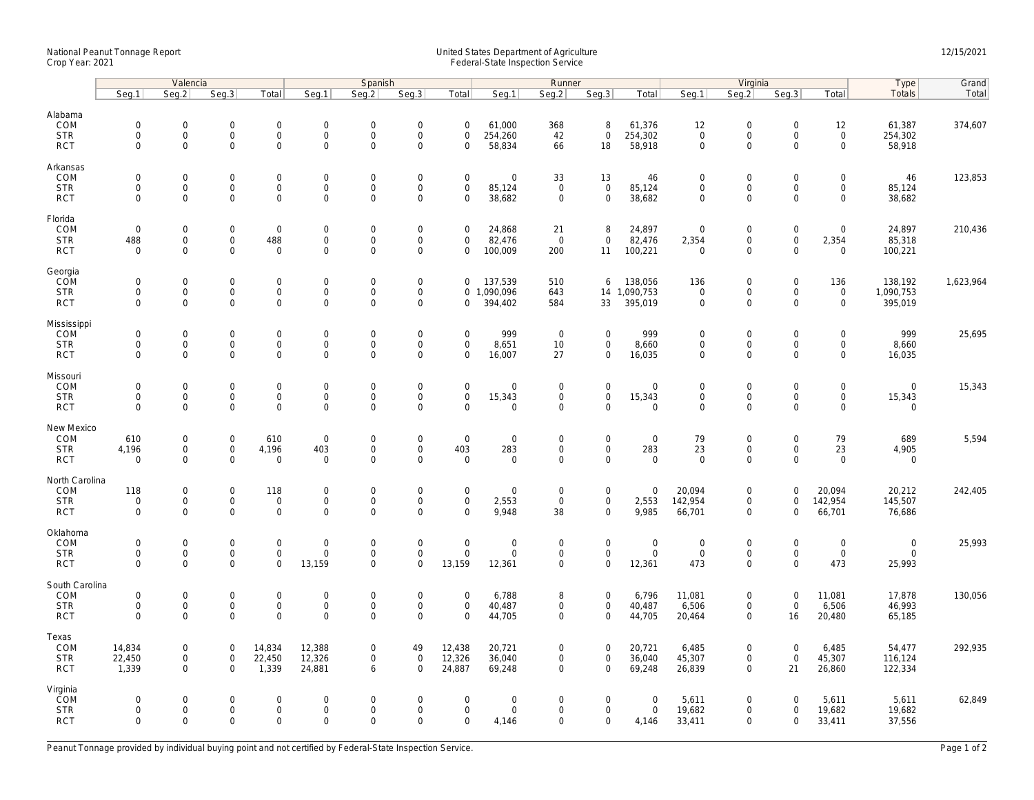National Peanut Tonnage Report
Crop Year: 2021

United States Department of Agriculture
Federal-State Inspection Service

12/15/2021

| | Valencia | | | | Spanish | | | | Runner | | | | Virginia | | | | Type | Grand |
|---|---|---|---|---|---|---|---|---|---|---|---|---|---|---|---|---|---|---|
| | Seg.1 | Seg.2 | Seg.3 | Total | Seg.1 | Seg.2 | Seg.3 | Total | Seg.1 | Seg.2 | Seg.3 | Total | Seg.1 | Seg.2 | Seg.3 | Total | Totals | Total |
| **Alabama** | | | | | | | | | | | | | | | | | | |
| COM | 0 | 0 | 0 | 0 | 0 | 0 | 0 | 0 | 61,000 | 368 | 8 | 61,376 | 12 | 0 | 0 | 12 | 61,387 | 374,607 |
| STR | 0 | 0 | 0 | 0 | 0 | 0 | 0 | 0 | 254,260 | 42 | 0 | 254,302 | 0 | 0 | 0 | 0 | 254,302 | |
| RCT | 0 | 0 | 0 | 0 | 0 | 0 | 0 | 0 | 58,834 | 66 | 18 | 58,918 | 0 | 0 | 0 | 0 | 58,918 | |
| **Arkansas** | | | | | | | | | | | | | | | | | | |
| COM | 0 | 0 | 0 | 0 | 0 | 0 | 0 | 0 | 0 | 33 | 13 | 46 | 0 | 0 | 0 | 0 | 46 | 123,853 |
| STR | 0 | 0 | 0 | 0 | 0 | 0 | 0 | 0 | 85,124 | 0 | 0 | 85,124 | 0 | 0 | 0 | 0 | 85,124 | |
| RCT | 0 | 0 | 0 | 0 | 0 | 0 | 0 | 0 | 38,682 | 0 | 0 | 38,682 | 0 | 0 | 0 | 0 | 38,682 | |
| **Florida** | | | | | | | | | | | | | | | | | | |
| COM | 0 | 0 | 0 | 0 | 0 | 0 | 0 | 0 | 24,868 | 21 | 8 | 24,897 | 0 | 0 | 0 | 0 | 24,897 | 210,436 |
| STR | 488 | 0 | 0 | 488 | 0 | 0 | 0 | 0 | 82,476 | 0 | 0 | 82,476 | 2,354 | 0 | 0 | 2,354 | 85,318 | |
| RCT | 0 | 0 | 0 | 0 | 0 | 0 | 0 | 0 | 100,009 | 200 | 11 | 100,221 | 0 | 0 | 0 | 0 | 100,221 | |
| **Georgia** | | | | | | | | | | | | | | | | | | |
| COM | 0 | 0 | 0 | 0 | 0 | 0 | 0 | 0 | 137,539 | 510 | 6 | 138,056 | 136 | 0 | 0 | 136 | 138,192 | 1,623,964 |
| STR | 0 | 0 | 0 | 0 | 0 | 0 | 0 | 0 | 1,090,096 | 643 | 14 | 1,090,753 | 0 | 0 | 0 | 0 | 1,090,753 | |
| RCT | 0 | 0 | 0 | 0 | 0 | 0 | 0 | 0 | 394,402 | 584 | 33 | 395,019 | 0 | 0 | 0 | 0 | 395,019 | |
| **Mississippi** | | | | | | | | | | | | | | | | | | |
| COM | 0 | 0 | 0 | 0 | 0 | 0 | 0 | 0 | 999 | 0 | 0 | 999 | 0 | 0 | 0 | 0 | 999 | 25,695 |
| STR | 0 | 0 | 0 | 0 | 0 | 0 | 0 | 0 | 8,651 | 10 | 0 | 8,660 | 0 | 0 | 0 | 0 | 8,660 | |
| RCT | 0 | 0 | 0 | 0 | 0 | 0 | 0 | 0 | 16,007 | 27 | 0 | 16,035 | 0 | 0 | 0 | 0 | 16,035 | |
| **Missouri** | | | | | | | | | | | | | | | | | | |
| COM | 0 | 0 | 0 | 0 | 0 | 0 | 0 | 0 | 0 | 0 | 0 | 0 | 0 | 0 | 0 | 0 | 0 | 15,343 |
| STR | 0 | 0 | 0 | 0 | 0 | 0 | 0 | 0 | 15,343 | 0 | 0 | 15,343 | 0 | 0 | 0 | 0 | 15,343 | |
| RCT | 0 | 0 | 0 | 0 | 0 | 0 | 0 | 0 | 0 | 0 | 0 | 0 | 0 | 0 | 0 | 0 | 0 | |
| **New Mexico** | | | | | | | | | | | | | | | | | | |
| COM | 610 | 0 | 0 | 610 | 0 | 0 | 0 | 0 | 0 | 0 | 0 | 0 | 79 | 0 | 0 | 79 | 689 | 5,594 |
| STR | 4,196 | 0 | 0 | 4,196 | 403 | 0 | 0 | 403 | 283 | 0 | 0 | 283 | 23 | 0 | 0 | 23 | 4,905 | |
| RCT | 0 | 0 | 0 | 0 | 0 | 0 | 0 | 0 | 0 | 0 | 0 | 0 | 0 | 0 | 0 | 0 | 0 | |
| **North Carolina** | | | | | | | | | | | | | | | | | | |
| COM | 118 | 0 | 0 | 118 | 0 | 0 | 0 | 0 | 0 | 0 | 0 | 0 | 20,094 | 0 | 0 | 20,094 | 20,212 | 242,405 |
| STR | 0 | 0 | 0 | 0 | 0 | 0 | 0 | 0 | 2,553 | 0 | 0 | 2,553 | 142,954 | 0 | 0 | 142,954 | 145,507 | |
| RCT | 0 | 0 | 0 | 0 | 0 | 0 | 0 | 0 | 9,948 | 38 | 0 | 9,985 | 66,701 | 0 | 0 | 66,701 | 76,686 | |
| **Oklahoma** | | | | | | | | | | | | | | | | | | |
| COM | 0 | 0 | 0 | 0 | 0 | 0 | 0 | 0 | 0 | 0 | 0 | 0 | 0 | 0 | 0 | 0 | 0 | 25,993 |
| STR | 0 | 0 | 0 | 0 | 0 | 0 | 0 | 0 | 0 | 0 | 0 | 0 | 0 | 0 | 0 | 0 | 0 | |
| RCT | 0 | 0 | 0 | 0 | 13,159 | 0 | 0 | 13,159 | 12,361 | 0 | 0 | 12,361 | 473 | 0 | 0 | 473 | 25,993 | |
| **South Carolina** | | | | | | | | | | | | | | | | | | |
| COM | 0 | 0 | 0 | 0 | 0 | 0 | 0 | 0 | 6,788 | 8 | 0 | 6,796 | 11,081 | 0 | 0 | 11,081 | 17,878 | 130,056 |
| STR | 0 | 0 | 0 | 0 | 0 | 0 | 0 | 0 | 40,487 | 0 | 0 | 40,487 | 6,506 | 0 | 0 | 6,506 | 46,993 | |
| RCT | 0 | 0 | 0 | 0 | 0 | 0 | 0 | 0 | 44,705 | 0 | 0 | 44,705 | 20,464 | 0 | 16 | 20,480 | 65,185 | |
| **Texas** | | | | | | | | | | | | | | | | | | |
| COM | 14,834 | 0 | 0 | 14,834 | 12,388 | 0 | 49 | 12,438 | 20,721 | 0 | 0 | 20,721 | 6,485 | 0 | 0 | 6,485 | 54,477 | 292,935 |
| STR | 22,450 | 0 | 0 | 22,450 | 12,326 | 0 | 0 | 12,326 | 36,040 | 0 | 0 | 36,040 | 45,307 | 0 | 0 | 45,307 | 116,124 | |
| RCT | 1,339 | 0 | 0 | 1,339 | 24,881 | 6 | 0 | 24,887 | 69,248 | 0 | 0 | 69,248 | 26,839 | 0 | 21 | 26,860 | 122,334 | |
| **Virginia** | | | | | | | | | | | | | | | | | | |
| COM | 0 | 0 | 0 | 0 | 0 | 0 | 0 | 0 | 0 | 0 | 0 | 0 | 5,611 | 0 | 0 | 5,611 | 5,611 | 62,849 |
| STR | 0 | 0 | 0 | 0 | 0 | 0 | 0 | 0 | 0 | 0 | 0 | 0 | 19,682 | 0 | 0 | 19,682 | 19,682 | |
| RCT | 0 | 0 | 0 | 0 | 0 | 0 | 0 | 0 | 4,146 | 0 | 0 | 4,146 | 33,411 | 0 | 0 | 33,411 | 37,556 | |

Peanut Tonnage provided by individual buying point and not certified by Federal-State Inspection Service.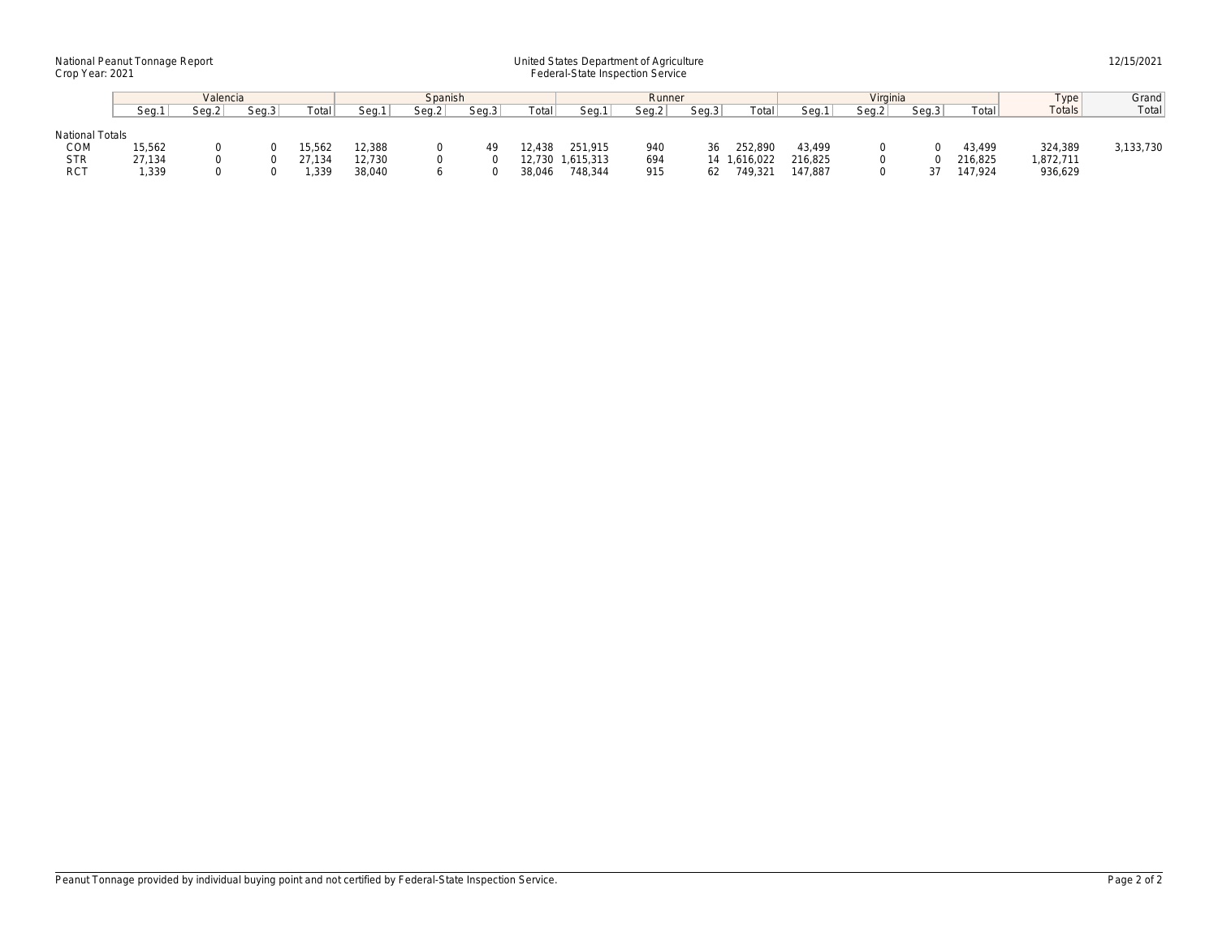National Peanut Tonnage Report
Crop Year: 2021

United States Department of Agriculture
Federal-State Inspection Service

12/15/2021

| | Valencia | | | | Spanish | | | | Runner | | | | Virginia | | | | Type | Grand |
|---|---|---|---|---|---|---|---|---|---|---|---|---|---|---|---|---|---|---|
| | Seg.1 | Seg.2 | Seg.3 | Total | Seg.1 | Seg.2 | Seg.3 | Total | Seg.1 | Seg.2 | Seg.3 | Total | Seg.1 | Seg.2 | Seg.3 | Total | Totals | Total |
| National Totals | | | | | | | | | | | | | | | | | | |
| COM | 15,562 | 0 | 0 | 15,562 | 12,388 | 0 | 49 | 12,438 | 251,915 | 940 | 36 | 252,890 | 43,499 | 0 | 0 | 43,499 | 324,389 | 3,133,730 |
| STR | 27,134 | 0 | 0 | 27,134 | 12,730 | 0 | 0 | 12,730 | 1,615,313 | 694 | 14 | 1,616,022 | 216,825 | 0 | 0 | 216,825 | 1,872,711 | |
| RCT | 1,339 | 0 | 0 | 1,339 | 38,040 | 6 | 0 | 38,046 | 748,344 | 915 | 62 | 749,321 | 147,887 | 0 | 37 | 147,924 | 936,629 | |

Peanut Tonnage provided by individual buying point and not certified by Federal-State Inspection Service.